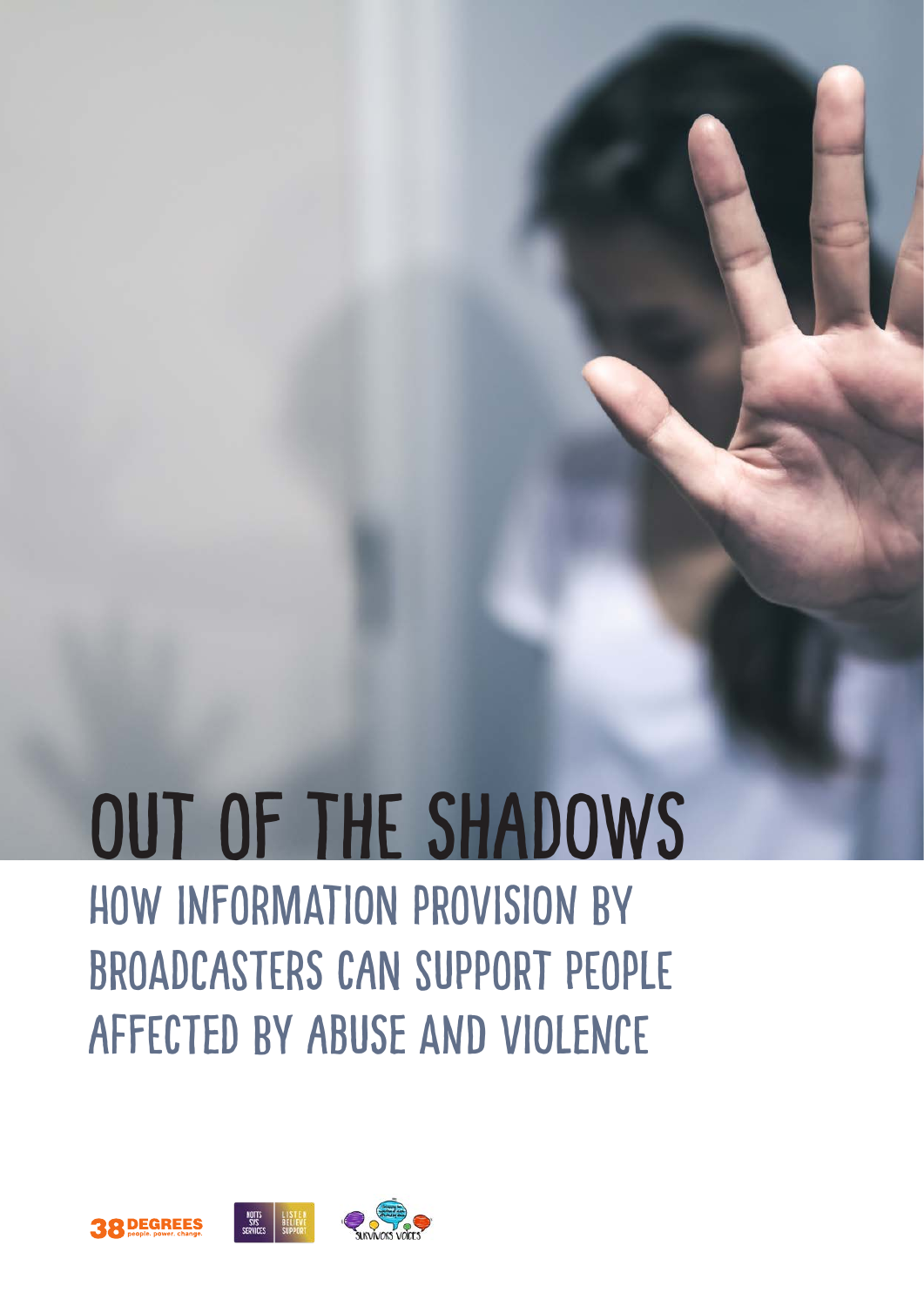# OUT OF THE SHADOWS

## HOW INFORMATION PROVISION BY BROADCASTERS CAN SUPPORT PEOPLE AFFECTED BY ABUSE AND VIOLENCE

38 DEGREES people. power. change.

NOTTS SVS SERVICES LISTEN BELIEVE SUPPORT

SURVIVORS VOICES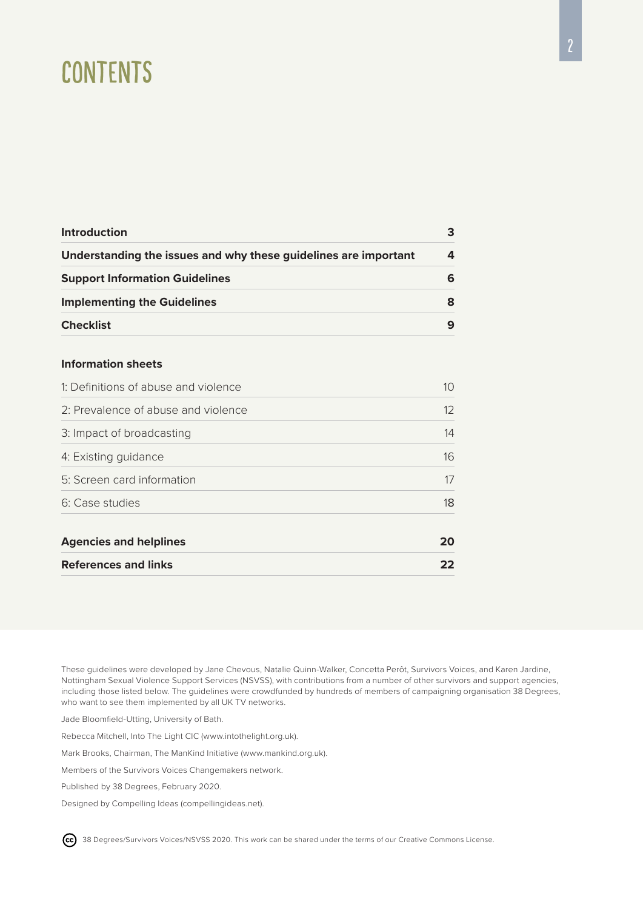# CONTENTS

| | |
|---|---|
| **Introduction** | **3** |
| **Understanding the issues and why these guidelines are important** | **4** |
| **Support Information Guidelines** | **6** |
| **Implementing the Guidelines** | **8** |
| **Checklist** | **9** |

**Information sheets**

| | |
|---|---|
| 1: Definitions of abuse and violence | 10 |
| 2: Prevalence of abuse and violence | 12 |
| 3: Impact of broadcasting | 14 |
| 4: Existing guidance | 16 |
| 5: Screen card information | 17 |
| 6: Case studies | 18 |

| | |
|---|---|
| **Agencies and helplines** | **20** |
| **References and links** | **22** |

These guidelines were developed by Jane Chevous, Natalie Quinn-Walker, Concetta Perôt, Survivors Voices, and Karen Jardine, Nottingham Sexual Violence Support Services (NSVSS), with contributions from a number of other survivors and support agencies, including those listed below. The guidelines were crowdfunded by hundreds of members of campaigning organisation 38 Degrees, who want to see them implemented by all UK TV networks.

Jade Bloomfield-Utting, University of Bath.

Rebecca Mitchell, Into The Light CIC (www.intothelight.org.uk).

Mark Brooks, Chairman, The ManKind Initiative (www.mankind.org.uk).

Members of the Survivors Voices Changemakers network.

Published by 38 Degrees, February 2020.

Designed by Compelling Ideas (compellingideas.net).

38 Degrees/Survivors Voices/NSVSS 2020. This work can be shared under the terms of our Creative Commons License.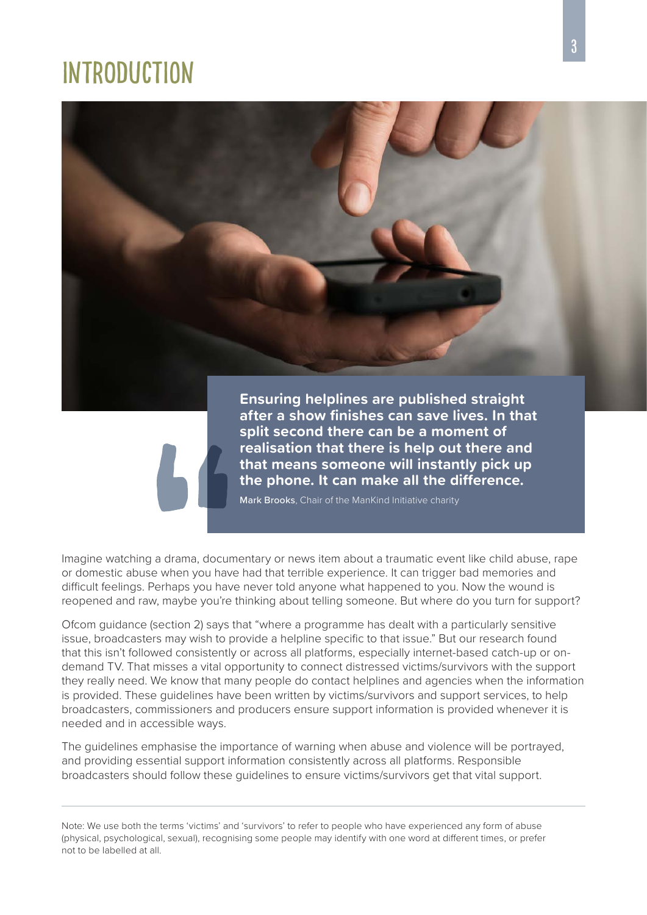# INTRODUCTION

> **Ensuring helplines are published straight after a show finishes can save lives. In that split second there can be a moment of realisation that there is help out there and that means someone will instantly pick up the phone. It can make all the difference.**
>
> Mark Brooks, Chair of the ManKind Initiative charity

Imagine watching a drama, documentary or news item about a traumatic event like child abuse, rape or domestic abuse when you have had that terrible experience. It can trigger bad memories and difficult feelings. Perhaps you have never told anyone what happened to you. Now the wound is reopened and raw, maybe you're thinking about telling someone. But where do you turn for support?

Ofcom guidance (section 2) says that "where a programme has dealt with a particularly sensitive issue, broadcasters may wish to provide a helpline specific to that issue." But our research found that this isn't followed consistently or across all platforms, especially internet-based catch-up or on-demand TV. That misses a vital opportunity to connect distressed victims/survivors with the support they really need. We know that many people do contact helplines and agencies when the information is provided. These guidelines have been written by victims/survivors and support services, to help broadcasters, commissioners and producers ensure support information is provided whenever it is needed and in accessible ways.

The guidelines emphasise the importance of warning when abuse and violence will be portrayed, and providing essential support information consistently across all platforms. Responsible broadcasters should follow these guidelines to ensure victims/survivors get that vital support.

---

Note: We use both the terms 'victims' and 'survivors' to refer to people who have experienced any form of abuse (physical, psychological, sexual), recognising some people may identify with one word at different times, or prefer not to be labelled at all.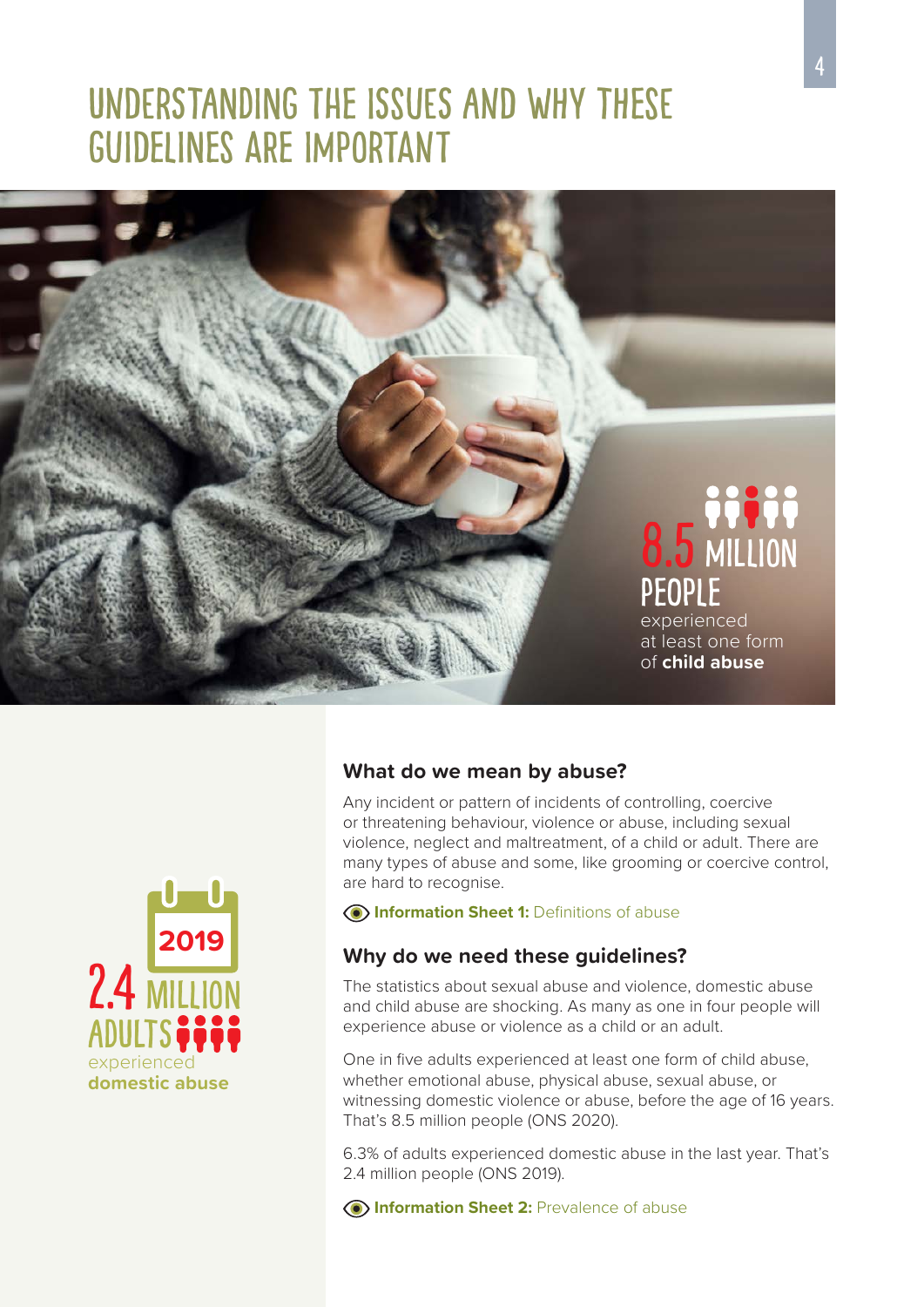# UNDERSTANDING THE ISSUES AND WHY THESE GUIDELINES ARE IMPORTANT

**8.5 MILLION PEOPLE** experienced at least one form of **child abuse**

**2019**

**2.4 MILLION ADULTS** experienced **domestic abuse**

### What do we mean by abuse?

Any incident or pattern of incidents of controlling, coercive or threatening behaviour, violence or abuse, including sexual violence, neglect and maltreatment, of a child or adult. There are many types of abuse and some, like grooming or coercive control, are hard to recognise.

**Information Sheet 1:** Definitions of abuse

### Why do we need these guidelines?

The statistics about sexual abuse and violence, domestic abuse and child abuse are shocking. As many as one in four people will experience abuse or violence as a child or an adult.

One in five adults experienced at least one form of child abuse, whether emotional abuse, physical abuse, sexual abuse, or witnessing domestic violence or abuse, before the age of 16 years. That's 8.5 million people (ONS 2020).

6.3% of adults experienced domestic abuse in the last year. That's 2.4 million people (ONS 2019).

**Information Sheet 2:** Prevalence of abuse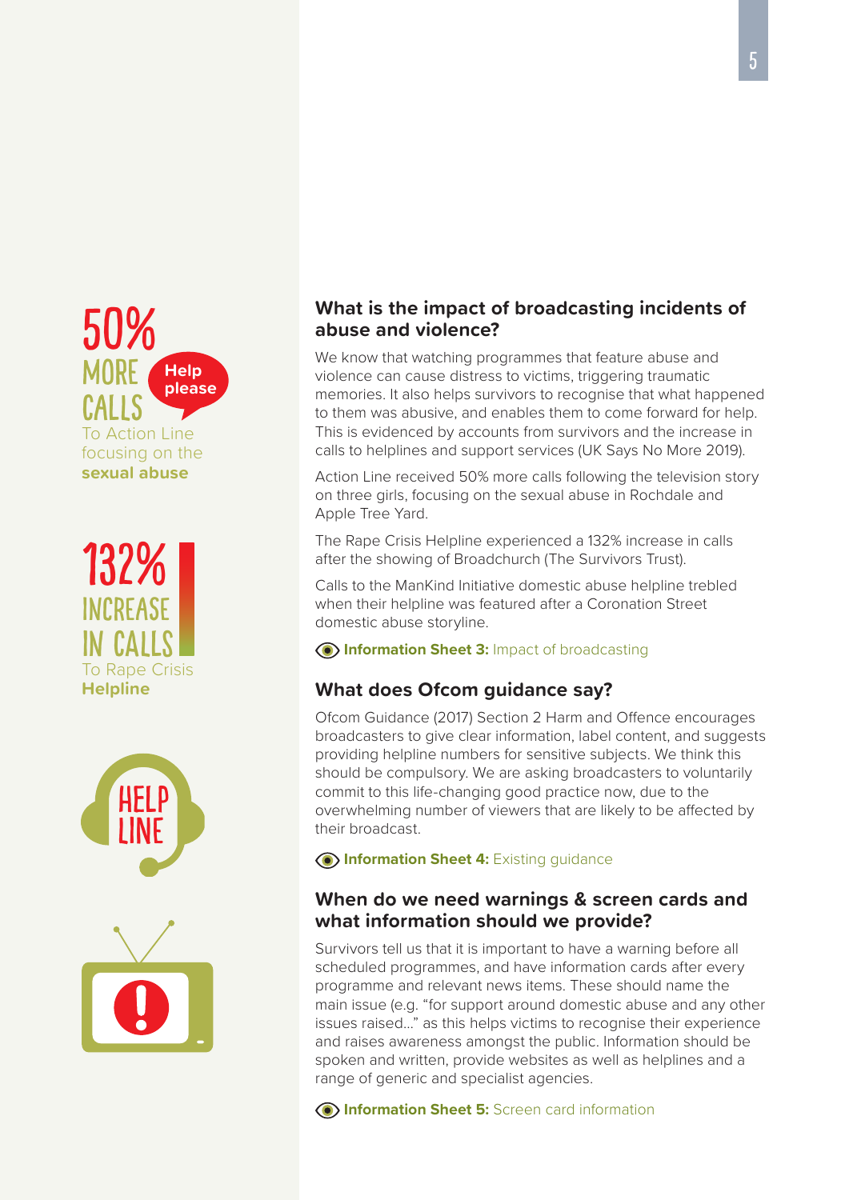50% MORE CALLS

Help please

To Action Line focusing on the **sexual abuse**

132% INCREASE IN CALLS

To Rape Crisis **Helpline**

HELP LINE

## What is the impact of broadcasting incidents of abuse and violence?

We know that watching programmes that feature abuse and violence can cause distress to victims, triggering traumatic memories. It also helps survivors to recognise that what happened to them was abusive, and enables them to come forward for help. This is evidenced by accounts from survivors and the increase in calls to helplines and support services (UK Says No More 2019).

Action Line received 50% more calls following the television story on three girls, focusing on the sexual abuse in Rochdale and Apple Tree Yard.

The Rape Crisis Helpline experienced a 132% increase in calls after the showing of Broadchurch (The Survivors Trust).

Calls to the ManKind Initiative domestic abuse helpline trebled when their helpline was featured after a Coronation Street domestic abuse storyline.

**Information Sheet 3:** Impact of broadcasting

## What does Ofcom guidance say?

Ofcom Guidance (2017) Section 2 Harm and Offence encourages broadcasters to give clear information, label content, and suggests providing helpline numbers for sensitive subjects. We think this should be compulsory. We are asking broadcasters to voluntarily commit to this life-changing good practice now, due to the overwhelming number of viewers that are likely to be affected by their broadcast.

**Information Sheet 4:** Existing guidance

## When do we need warnings & screen cards and what information should we provide?

Survivors tell us that it is important to have a warning before all scheduled programmes, and have information cards after every programme and relevant news items. These should name the main issue (e.g. "for support around domestic abuse and any other issues raised..." as this helps victims to recognise their experience and raises awareness amongst the public. Information should be spoken and written, provide websites as well as helplines and a range of generic and specialist agencies.

**Information Sheet 5:** Screen card information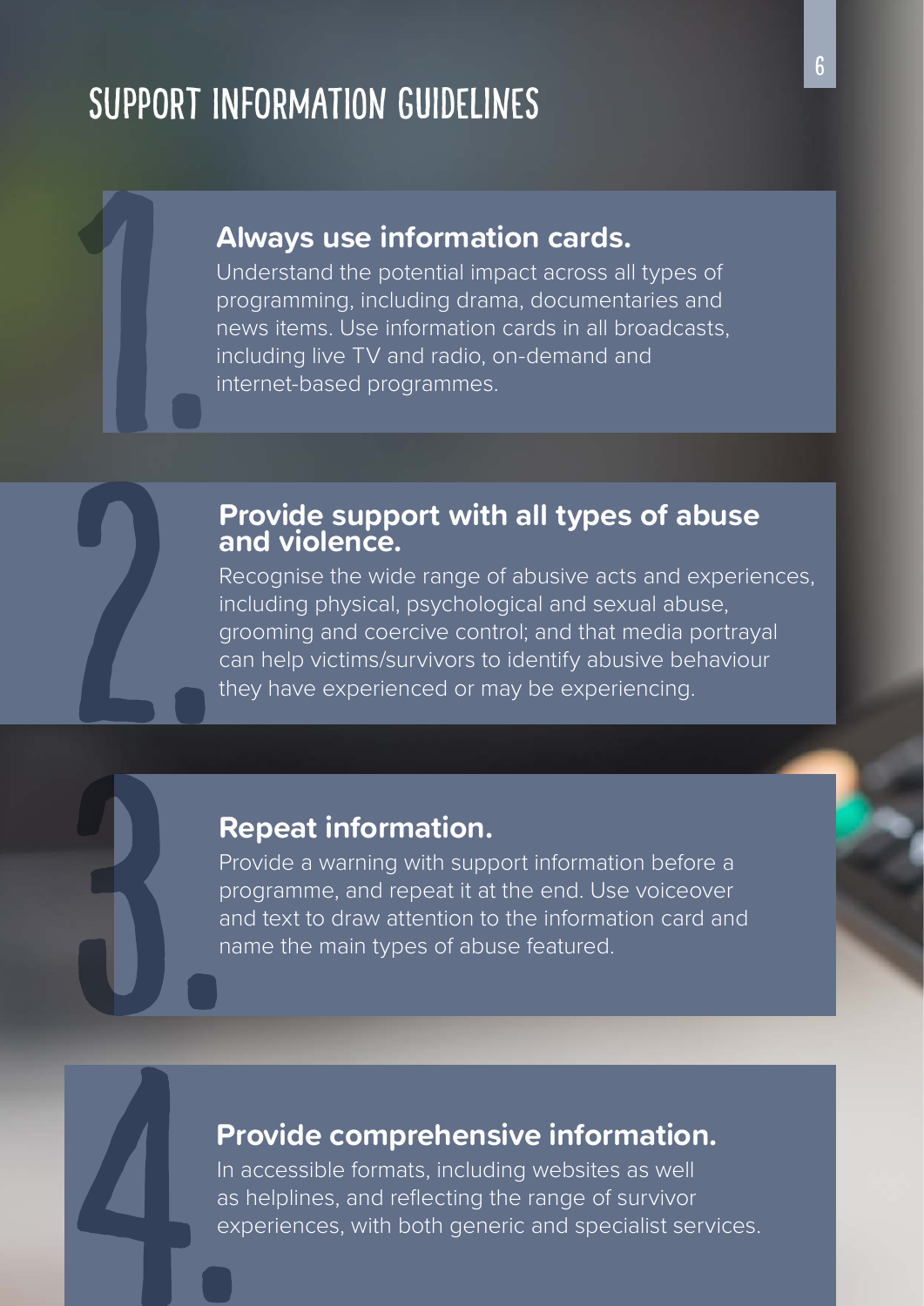# SUPPORT INFORMATION GUIDELINES

1. **Always use information cards.**

   Understand the potential impact across all types of programming, including drama, documentaries and news items. Use information cards in all broadcasts, including live TV and radio, on-demand and internet-based programmes.

2. **Provide support with all types of abuse and violence.**

   Recognise the wide range of abusive acts and experiences, including physical, psychological and sexual abuse, grooming and coercive control; and that media portrayal can help victims/survivors to identify abusive behaviour they have experienced or may be experiencing.

3. **Repeat information.**

   Provide a warning with support information before a programme, and repeat it at the end. Use voiceover and text to draw attention to the information card and name the main types of abuse featured.

4. **Provide comprehensive information.**

   In accessible formats, including websites as well as helplines, and reflecting the range of survivor experiences, with both generic and specialist services.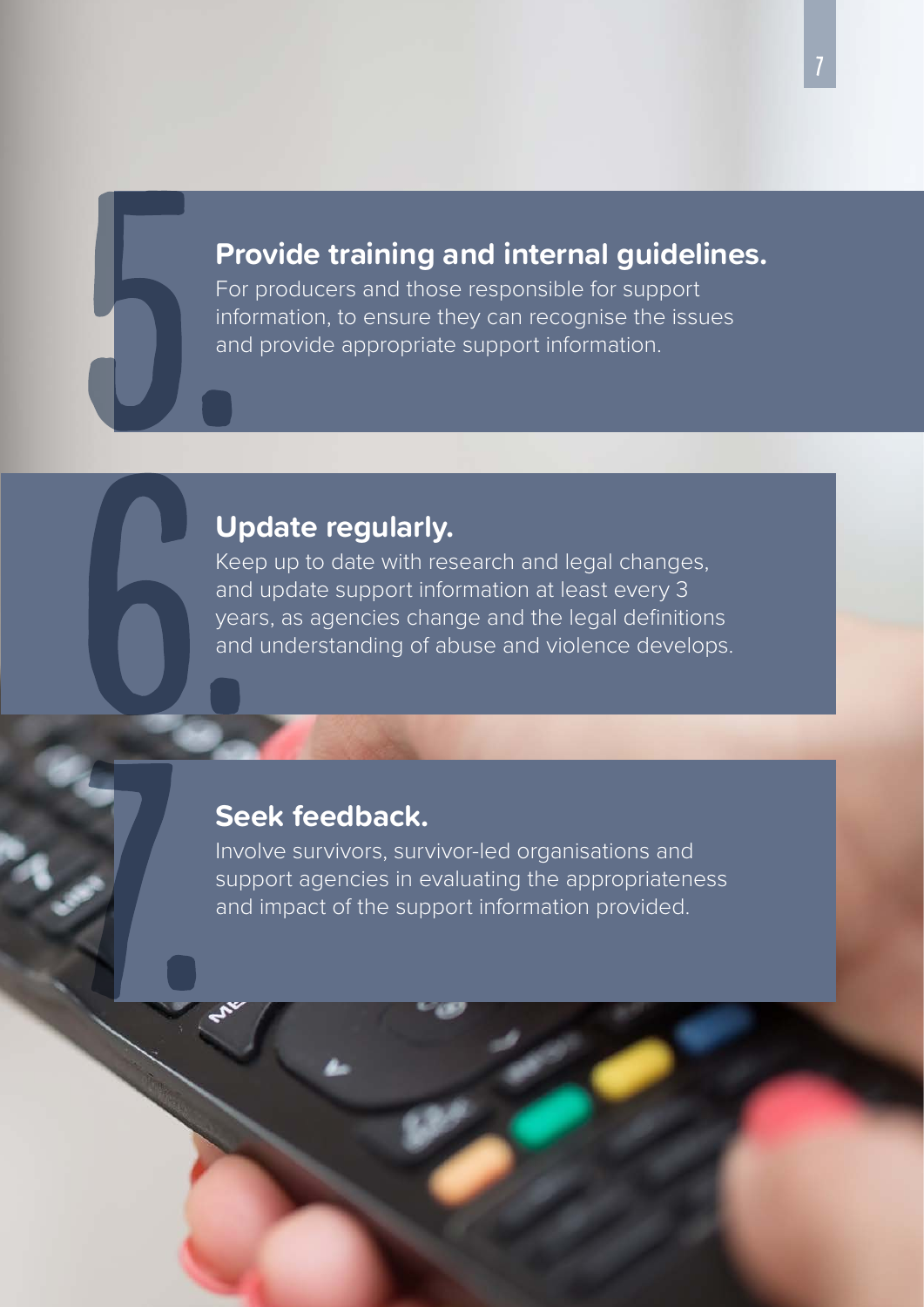## 5. Provide training and internal guidelines.

For producers and those responsible for support information, to ensure they can recognise the issues and provide appropriate support information.

## 6. Update regularly.

Keep up to date with research and legal changes, and update support information at least every 3 years, as agencies change and the legal definitions and understanding of abuse and violence develops.

## 7. Seek feedback.

Involve survivors, survivor-led organisations and support agencies in evaluating the appropriateness and impact of the support information provided.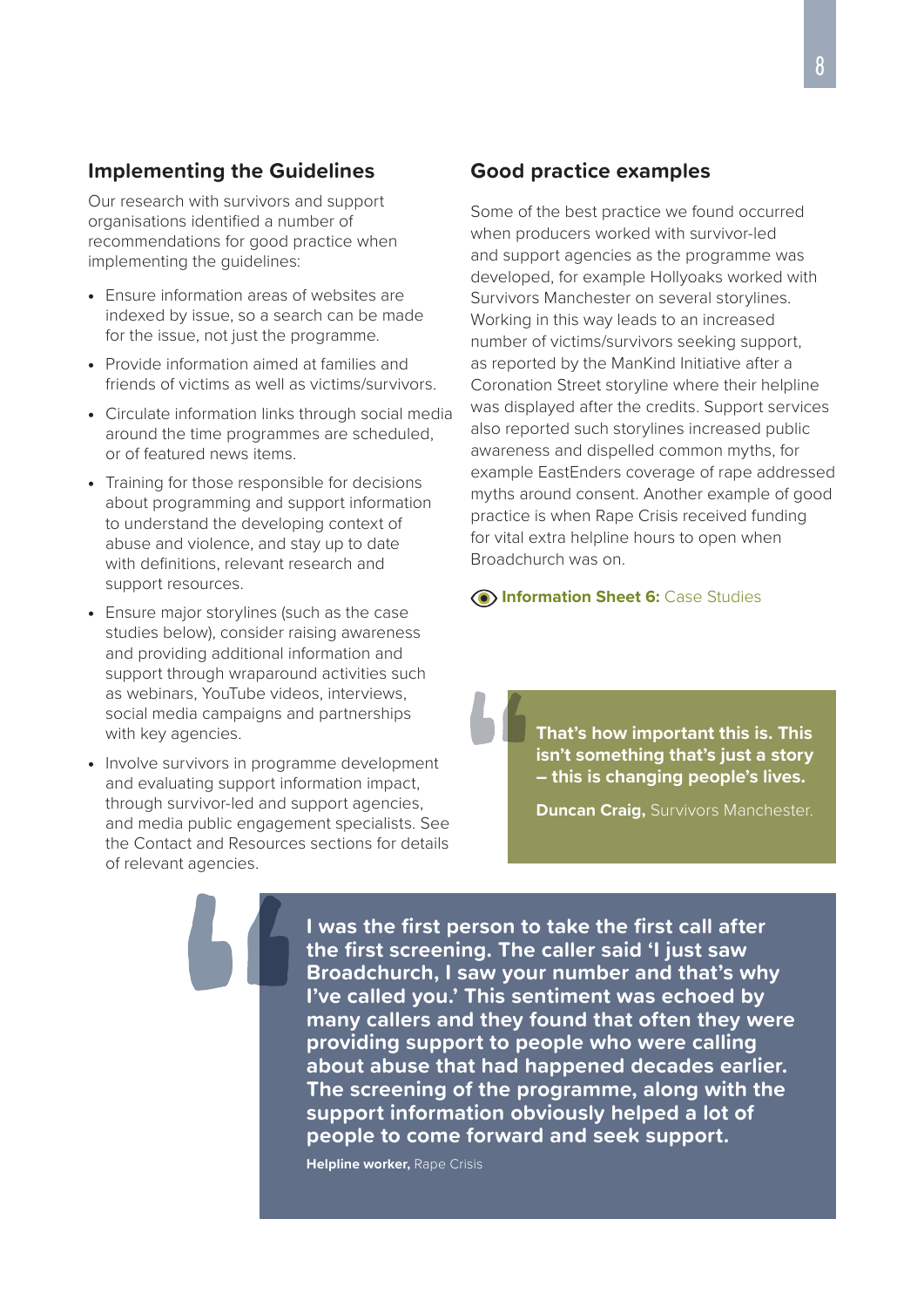## Implementing the Guidelines

Our research with survivors and support organisations identified a number of recommendations for good practice when implementing the guidelines:

- Ensure information areas of websites are indexed by issue, so a search can be made for the issue, not just the programme.
- Provide information aimed at families and friends of victims as well as victims/survivors.
- Circulate information links through social media around the time programmes are scheduled, or of featured news items.
- Training for those responsible for decisions about programming and support information to understand the developing context of abuse and violence, and stay up to date with definitions, relevant research and support resources.
- Ensure major storylines (such as the case studies below), consider raising awareness and providing additional information and support through wraparound activities such as webinars, YouTube videos, interviews, social media campaigns and partnerships with key agencies.
- Involve survivors in programme development and evaluating support information impact, through survivor-led and support agencies, and media public engagement specialists. See the Contact and Resources sections for details of relevant agencies.

## Good practice examples

Some of the best practice we found occurred when producers worked with survivor-led and support agencies as the programme was developed, for example Hollyoaks worked with Survivors Manchester on several storylines. Working in this way leads to an increased number of victims/survivors seeking support, as reported by the ManKind Initiative after a Coronation Street storyline where their helpline was displayed after the credits. Support services also reported such storylines increased public awareness and dispelled common myths, for example EastEnders coverage of rape addressed myths around consent. Another example of good practice is when Rape Crisis received funding for vital extra helpline hours to open when Broadchurch was on.

**Information Sheet 6:** Case Studies

> **That's how important this is. This isn't something that's just a story – this is changing people's lives.**
>
> **Duncan Craig,** Survivors Manchester.

> **I was the first person to take the first call after the first screening. The caller said 'I just saw Broadchurch, I saw your number and that's why I've called you.' This sentiment was echoed by many callers and they found that often they were providing support to people who were calling about abuse that had happened decades earlier. The screening of the programme, along with the support information obviously helped a lot of people to come forward and seek support.**
>
> **Helpline worker,** Rape Crisis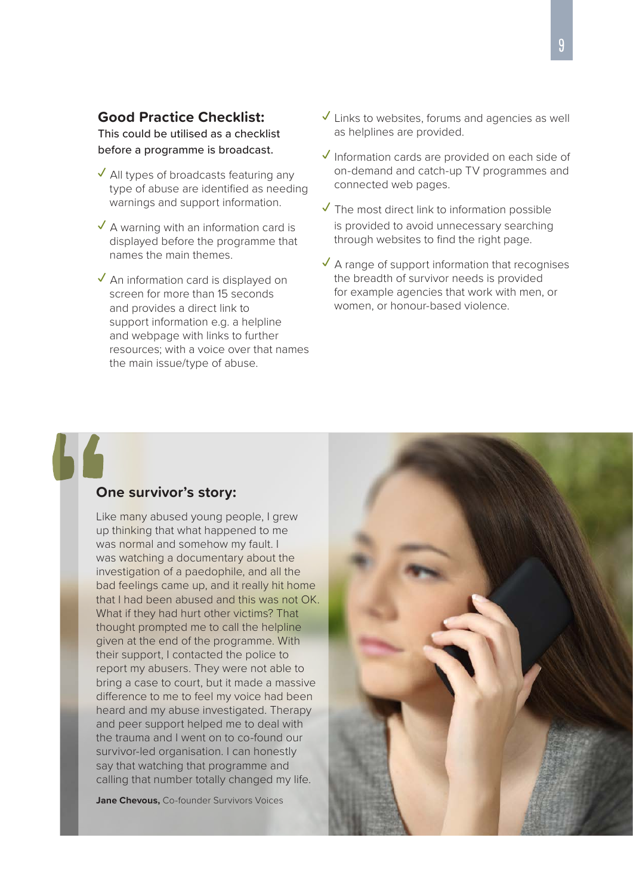## Good Practice Checklist:

This could be utilised as a checklist before a programme is broadcast.

- ✓ All types of broadcasts featuring any type of abuse are identified as needing warnings and support information.
- ✓ A warning with an information card is displayed before the programme that names the main themes.
- ✓ An information card is displayed on screen for more than 15 seconds and provides a direct link to support information e.g. a helpline and webpage with links to further resources; with a voice over that names the main issue/type of abuse.
- ✓ Links to websites, forums and agencies as well as helplines are provided.
- ✓ Information cards are provided on each side of on-demand and catch-up TV programmes and connected web pages.
- ✓ The most direct link to information possible is provided to avoid unnecessary searching through websites to find the right page.
- ✓ A range of support information that recognises the breadth of survivor needs is provided for example agencies that work with men, or women, or honour-based violence.

### One survivor's story:

Like many abused young people, I grew up thinking that what happened to me was normal and somehow my fault. I was watching a documentary about the investigation of a paedophile, and all the bad feelings came up, and it really hit home that I had been abused and this was not OK. What if they had hurt other victims? That thought prompted me to call the helpline given at the end of the programme. With their support, I contacted the police to report my abusers. They were not able to bring a case to court, but it made a massive difference to me to feel my voice had been heard and my abuse investigated. Therapy and peer support helped me to deal with the trauma and I went on to co-found our survivor-led organisation. I can honestly say that watching that programme and calling that number totally changed my life.

**Jane Chevous,** Co-founder Survivors Voices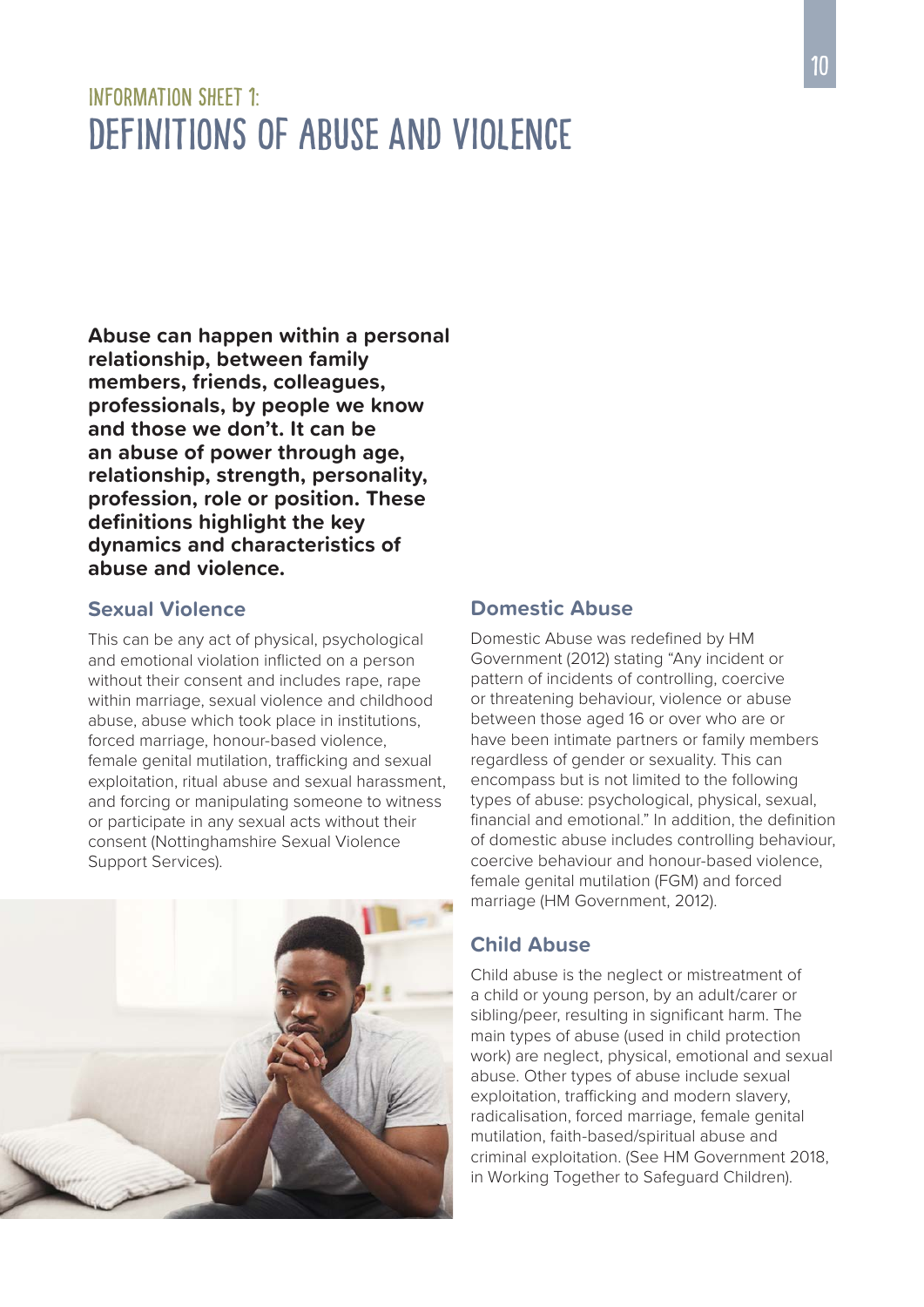## INFORMATION SHEET 1:
# DEFINITIONS OF ABUSE AND VIOLENCE

**Abuse can happen within a personal relationship, between family members, friends, colleagues, professionals, by people we know and those we don't. It can be an abuse of power through age, relationship, strength, personality, profession, role or position. These definitions highlight the key dynamics and characteristics of abuse and violence.**

### Sexual Violence

This can be any act of physical, psychological and emotional violation inflicted on a person without their consent and includes rape, rape within marriage, sexual violence and childhood abuse, abuse which took place in institutions, forced marriage, honour-based violence, female genital mutilation, trafficking and sexual exploitation, ritual abuse and sexual harassment, and forcing or manipulating someone to witness or participate in any sexual acts without their consent (Nottinghamshire Sexual Violence Support Services).

### Domestic Abuse

Domestic Abuse was redefined by HM Government (2012) stating "Any incident or pattern of incidents of controlling, coercive or threatening behaviour, violence or abuse between those aged 16 or over who are or have been intimate partners or family members regardless of gender or sexuality. This can encompass but is not limited to the following types of abuse: psychological, physical, sexual, financial and emotional." In addition, the definition of domestic abuse includes controlling behaviour, coercive behaviour and honour-based violence, female genital mutilation (FGM) and forced marriage (HM Government, 2012).

### Child Abuse

Child abuse is the neglect or mistreatment of a child or young person, by an adult/carer or sibling/peer, resulting in significant harm. The main types of abuse (used in child protection work) are neglect, physical, emotional and sexual abuse. Other types of abuse include sexual exploitation, trafficking and modern slavery, radicalisation, forced marriage, female genital mutilation, faith-based/spiritual abuse and criminal exploitation. (See HM Government 2018, in Working Together to Safeguard Children).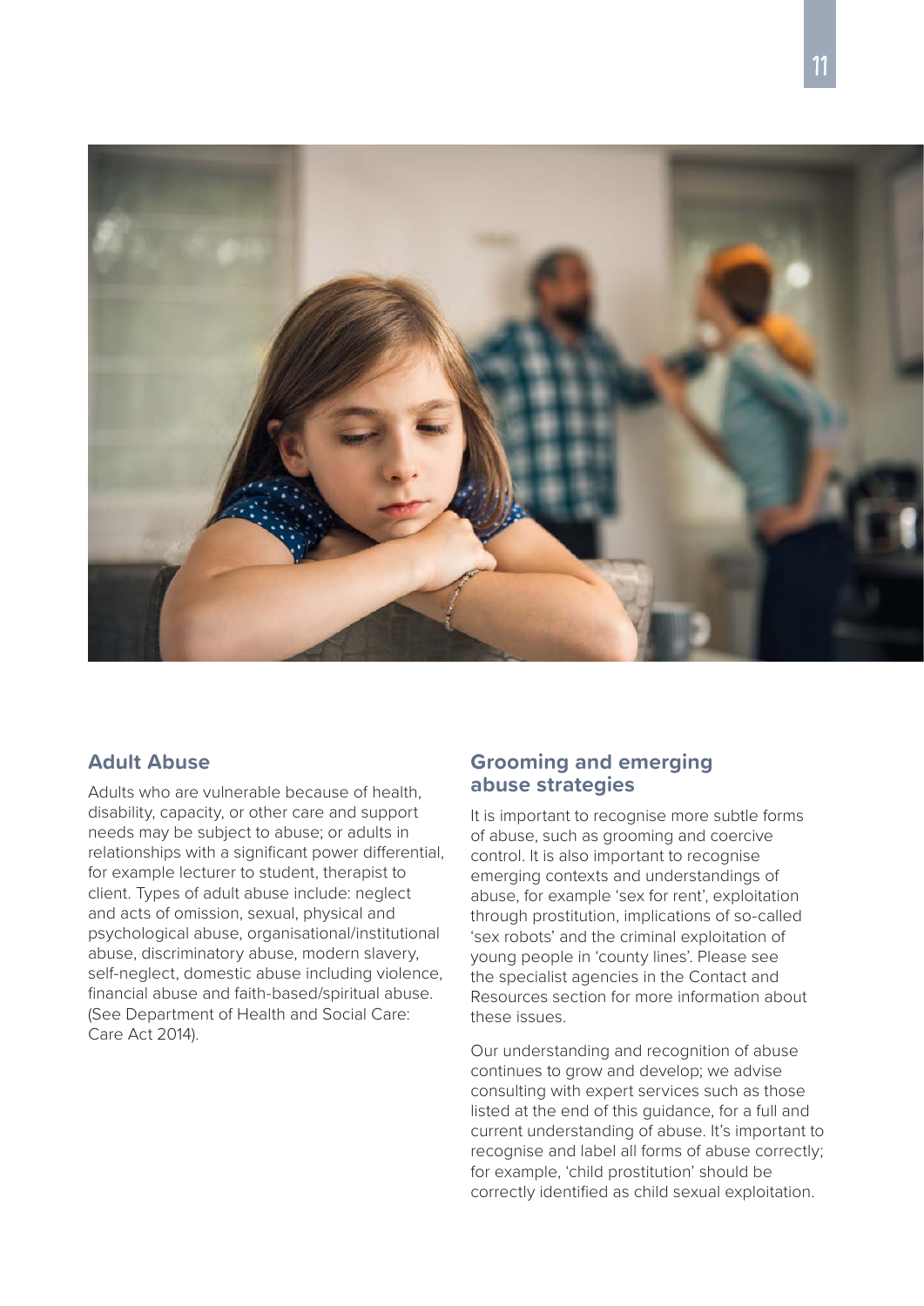## Adult Abuse

Adults who are vulnerable because of health, disability, capacity, or other care and support needs may be subject to abuse; or adults in relationships with a significant power differential, for example lecturer to student, therapist to client. Types of adult abuse include: neglect and acts of omission, sexual, physical and psychological abuse, organisational/institutional abuse, discriminatory abuse, modern slavery, self-neglect, domestic abuse including violence, financial abuse and faith-based/spiritual abuse. (See Department of Health and Social Care: Care Act 2014).

## Grooming and emerging abuse strategies

It is important to recognise more subtle forms of abuse, such as grooming and coercive control. It is also important to recognise emerging contexts and understandings of abuse, for example 'sex for rent', exploitation through prostitution, implications of so-called 'sex robots' and the criminal exploitation of young people in 'county lines'. Please see the specialist agencies in the Contact and Resources section for more information about these issues.

Our understanding and recognition of abuse continues to grow and develop; we advise consulting with expert services such as those listed at the end of this guidance, for a full and current understanding of abuse. It's important to recognise and label all forms of abuse correctly; for example, 'child prostitution' should be correctly identified as child sexual exploitation.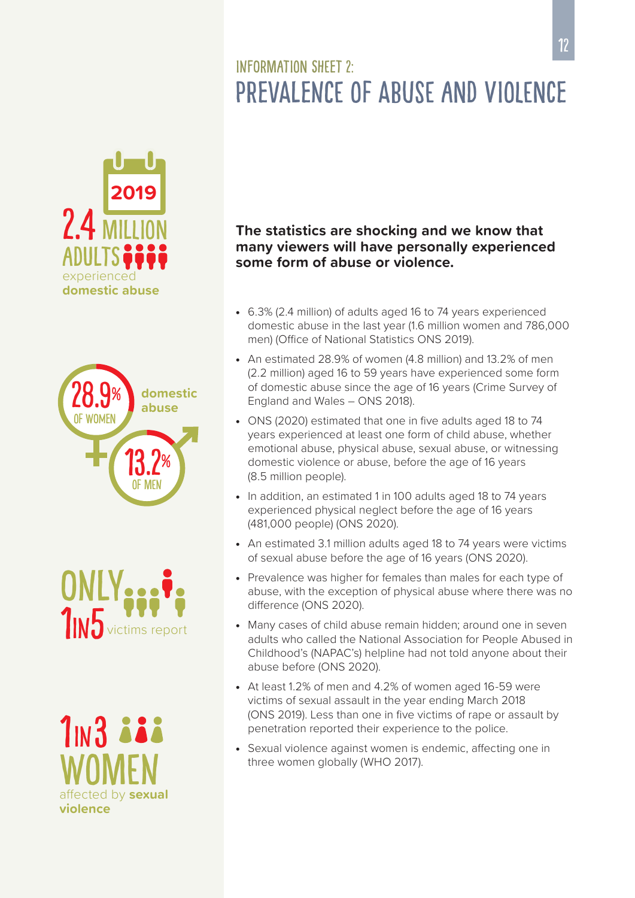## INFORMATION SHEET 2:

# PREVALENCE OF ABUSE AND VIOLENCE

2019

2.4 MILLION ADULTS experienced **domestic abuse**

28.9% OF WOMEN

13.2% OF MEN

**domestic abuse**

ONLY 1 IN 5 victims report

1 IN 3 WOMEN affected by **sexual violence**

**The statistics are shocking and we know that many viewers will have personally experienced some form of abuse or violence.**

- 6.3% (2.4 million) of adults aged 16 to 74 years experienced domestic abuse in the last year (1.6 million women and 786,000 men) (Office of National Statistics ONS 2019).
- An estimated 28.9% of women (4.8 million) and 13.2% of men (2.2 million) aged 16 to 59 years have experienced some form of domestic abuse since the age of 16 years (Crime Survey of England and Wales – ONS 2018).
- ONS (2020) estimated that one in five adults aged 18 to 74 years experienced at least one form of child abuse, whether emotional abuse, physical abuse, sexual abuse, or witnessing domestic violence or abuse, before the age of 16 years (8.5 million people).
- In addition, an estimated 1 in 100 adults aged 18 to 74 years experienced physical neglect before the age of 16 years (481,000 people) (ONS 2020).
- An estimated 3.1 million adults aged 18 to 74 years were victims of sexual abuse before the age of 16 years (ONS 2020).
- Prevalence was higher for females than males for each type of abuse, with the exception of physical abuse where there was no difference (ONS 2020).
- Many cases of child abuse remain hidden; around one in seven adults who called the National Association for People Abused in Childhood's (NAPAC's) helpline had not told anyone about their abuse before (ONS 2020).
- At least 1.2% of men and 4.2% of women aged 16-59 were victims of sexual assault in the year ending March 2018 (ONS 2019). Less than one in five victims of rape or assault by penetration reported their experience to the police.
- Sexual violence against women is endemic, affecting one in three women globally (WHO 2017).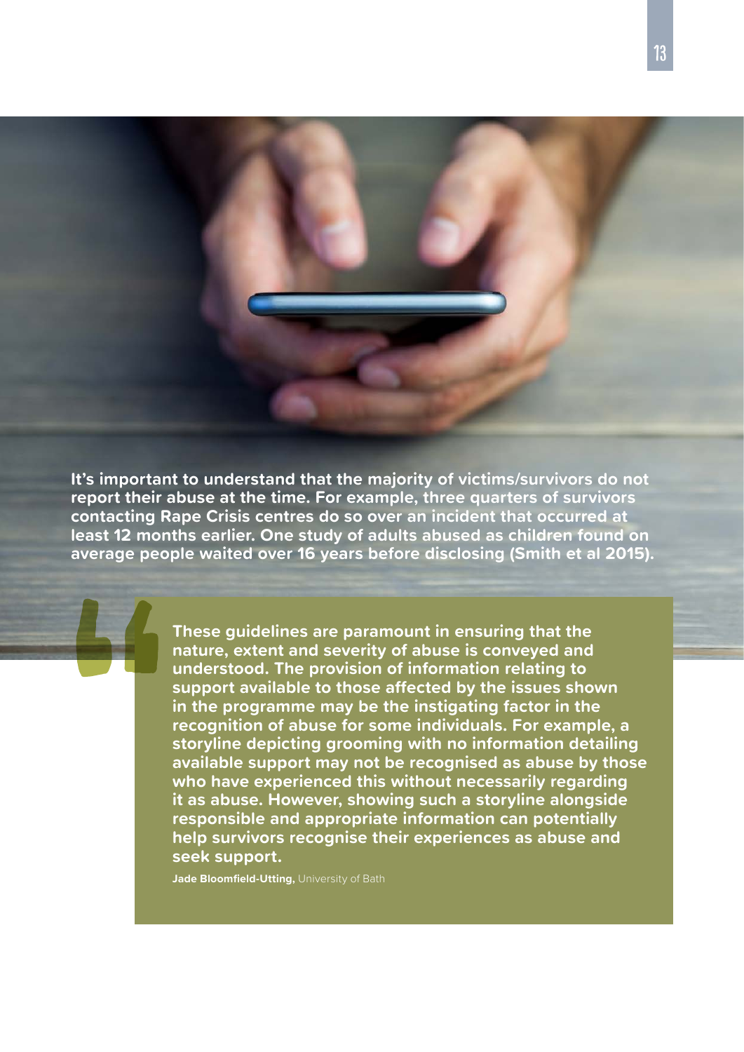**It's important to understand that the majority of victims/survivors do not report their abuse at the time. For example, three quarters of survivors contacting Rape Crisis centres do so over an incident that occurred at least 12 months earlier. One study of adults abused as children found on average people waited over 16 years before disclosing (Smith et al 2015).**

> **These guidelines are paramount in ensuring that the nature, extent and severity of abuse is conveyed and understood. The provision of information relating to support available to those affected by the issues shown in the programme may be the instigating factor in the recognition of abuse for some individuals. For example, a storyline depicting grooming with no information detailing available support may not be recognised as abuse by those who have experienced this without necessarily regarding it as abuse. However, showing such a storyline alongside responsible and appropriate information can potentially help survivors recognise their experiences as abuse and seek support.**
>
> **Jade Bloomfield-Utting,** University of Bath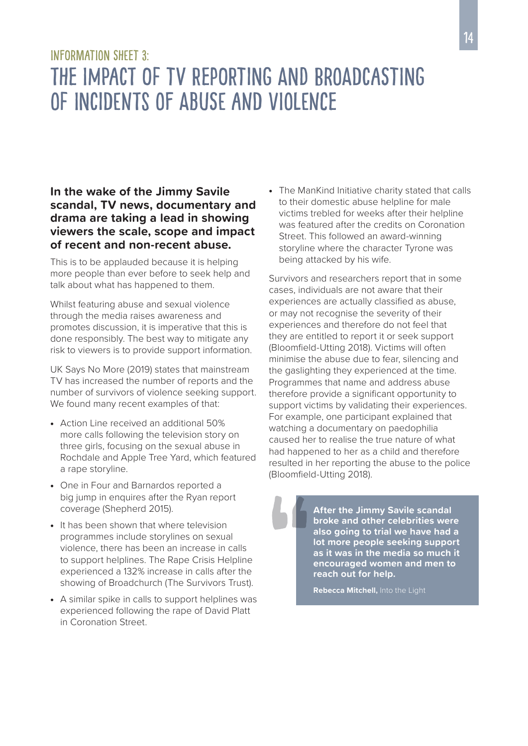## INFORMATION SHEET 3:

# THE IMPACT OF TV REPORTING AND BROADCASTING OF INCIDENTS OF ABUSE AND VIOLENCE

**In the wake of the Jimmy Savile scandal, TV news, documentary and drama are taking a lead in showing viewers the scale, scope and impact of recent and non-recent abuse.**

This is to be applauded because it is helping more people than ever before to seek help and talk about what has happened to them.

Whilst featuring abuse and sexual violence through the media raises awareness and promotes discussion, it is imperative that this is done responsibly. The best way to mitigate any risk to viewers is to provide support information.

UK Says No More (2019) states that mainstream TV has increased the number of reports and the number of survivors of violence seeking support. We found many recent examples of that:

- Action Line received an additional 50% more calls following the television story on three girls, focusing on the sexual abuse in Rochdale and Apple Tree Yard, which featured a rape storyline.
- One in Four and Barnardos reported a big jump in enquires after the Ryan report coverage (Shepherd 2015).
- It has been shown that where television programmes include storylines on sexual violence, there has been an increase in calls to support helplines. The Rape Crisis Helpline experienced a 132% increase in calls after the showing of Broadchurch (The Survivors Trust).
- A similar spike in calls to support helplines was experienced following the rape of David Platt in Coronation Street.
- The ManKind Initiative charity stated that calls to their domestic abuse helpline for male victims trebled for weeks after their helpline was featured after the credits on Coronation Street. This followed an award-winning storyline where the character Tyrone was being attacked by his wife.

Survivors and researchers report that in some cases, individuals are not aware that their experiences are actually classified as abuse, or may not recognise the severity of their experiences and therefore do not feel that they are entitled to report it or seek support (Bloomfield-Utting 2018). Victims will often minimise the abuse due to fear, silencing and the gaslighting they experienced at the time. Programmes that name and address abuse therefore provide a significant opportunity to support victims by validating their experiences. For example, one participant explained that watching a documentary on paedophilia caused her to realise the true nature of what had happened to her as a child and therefore resulted in her reporting the abuse to the police (Bloomfield-Utting 2018).

> **After the Jimmy Savile scandal broke and other celebrities were also going to trial we have had a lot more people seeking support as it was in the media so much it encouraged women and men to reach out for help.**
>
> **Rebecca Mitchell,** Into the Light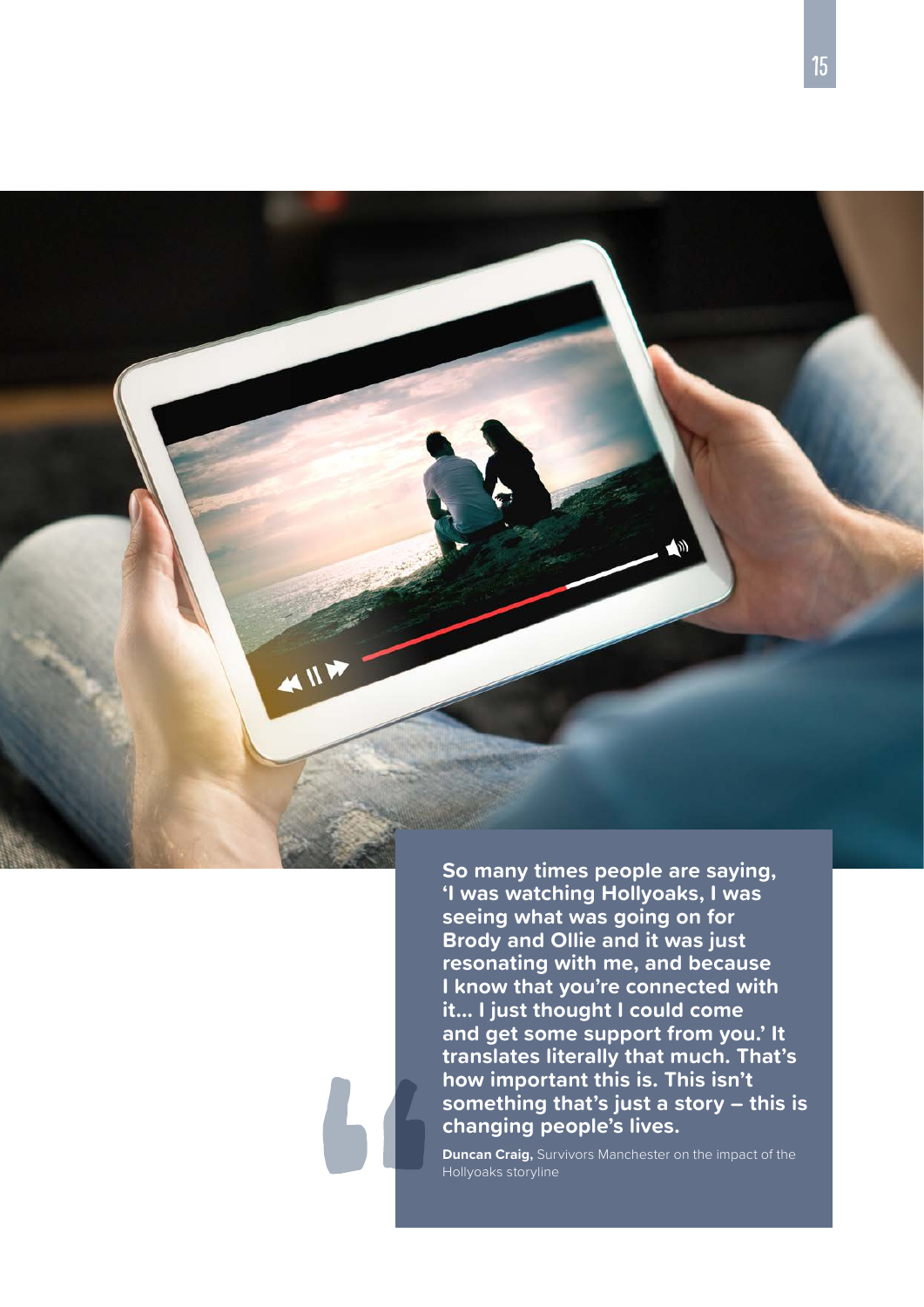> **So many times people are saying, 'I was watching Hollyoaks, I was seeing what was going on for Brody and Ollie and it was just resonating with me, and because I know that you're connected with it… I just thought I could come and get some support from you.' It translates literally that much. That's how important this is. This isn't something that's just a story – this is changing people's lives.**
>
> **Duncan Craig,** Survivors Manchester on the impact of the Hollyoaks storyline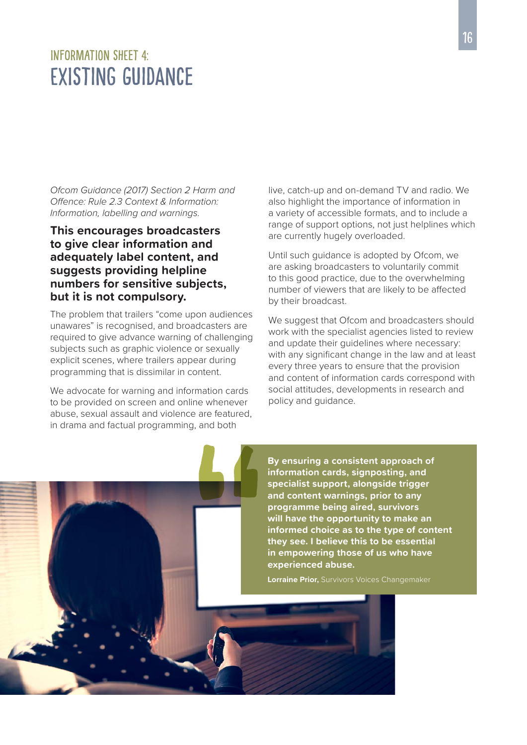## INFORMATION SHEET 4:
# EXISTING GUIDANCE

*Ofcom Guidance (2017) Section 2 Harm and Offence: Rule 2.3 Context & Information: Information, labelling and warnings.*

**This encourages broadcasters to give clear information and adequately label content, and suggests providing helpline numbers for sensitive subjects, but it is not compulsory.**

The problem that trailers "come upon audiences unawares" is recognised, and broadcasters are required to give advance warning of challenging subjects such as graphic violence or sexually explicit scenes, where trailers appear during programming that is dissimilar in content.

We advocate for warning and information cards to be provided on screen and online whenever abuse, sexual assault and violence are featured, in drama and factual programming, and both live, catch-up and on-demand TV and radio. We also highlight the importance of information in a variety of accessible formats, and to include a range of support options, not just helplines which are currently hugely overloaded.

Until such guidance is adopted by Ofcom, we are asking broadcasters to voluntarily commit to this good practice, due to the overwhelming number of viewers that are likely to be affected by their broadcast.

We suggest that Ofcom and broadcasters should work with the specialist agencies listed to review and update their guidelines where necessary: with any significant change in the law and at least every three years to ensure that the provision and content of information cards correspond with social attitudes, developments in research and policy and guidance.

> **By ensuring a consistent approach of information cards, signposting, and specialist support, alongside trigger and content warnings, prior to any programme being aired, survivors will have the opportunity to make an informed choice as to the type of content they see. I believe this to be essential in empowering those of us who have experienced abuse.**
>
> **Lorraine Prior,** Survivors Voices Changemaker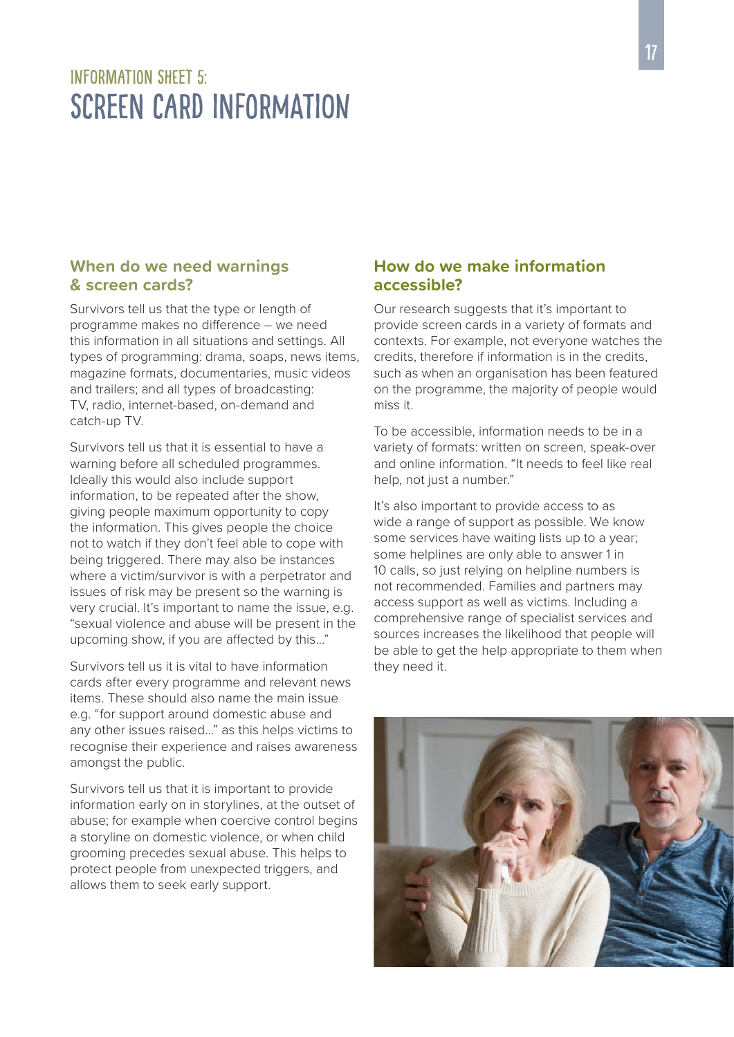# INFORMATION SHEET 5:
# SCREEN CARD INFORMATION

## When do we need warnings & screen cards?

Survivors tell us that the type or length of programme makes no difference – we need this information in all situations and settings. All types of programming: drama, soaps, news items, magazine formats, documentaries, music videos and trailers; and all types of broadcasting: TV, radio, internet-based, on-demand and catch-up TV.

Survivors tell us that it is essential to have a warning before all scheduled programmes. Ideally this would also include support information, to be repeated after the show, giving people maximum opportunity to copy the information. This gives people the choice not to watch if they don't feel able to cope with being triggered. There may also be instances where a victim/survivor is with a perpetrator and issues of risk may be present so the warning is very crucial. It's important to name the issue, e.g. "sexual violence and abuse will be present in the upcoming show, if you are affected by this..."

Survivors tell us it is vital to have information cards after every programme and relevant news items. These should also name the main issue e.g. "for support around domestic abuse and any other issues raised..." as this helps victims to recognise their experience and raises awareness amongst the public.

Survivors tell us that it is important to provide information early on in storylines, at the outset of abuse; for example when coercive control begins a storyline on domestic violence, or when child grooming precedes sexual abuse. This helps to protect people from unexpected triggers, and allows them to seek early support.

## How do we make information accessible?

Our research suggests that it's important to provide screen cards in a variety of formats and contexts. For example, not everyone watches the credits, therefore if information is in the credits, such as when an organisation has been featured on the programme, the majority of people would miss it.

To be accessible, information needs to be in a variety of formats: written on screen, speak-over and online information. "It needs to feel like real help, not just a number."

It's also important to provide access to as wide a range of support as possible. We know some services have waiting lists up to a year; some helplines are only able to answer 1 in 10 calls, so just relying on helpline numbers is not recommended. Families and partners may access support as well as victims. Including a comprehensive range of specialist services and sources increases the likelihood that people will be able to get the help appropriate to them when they need it.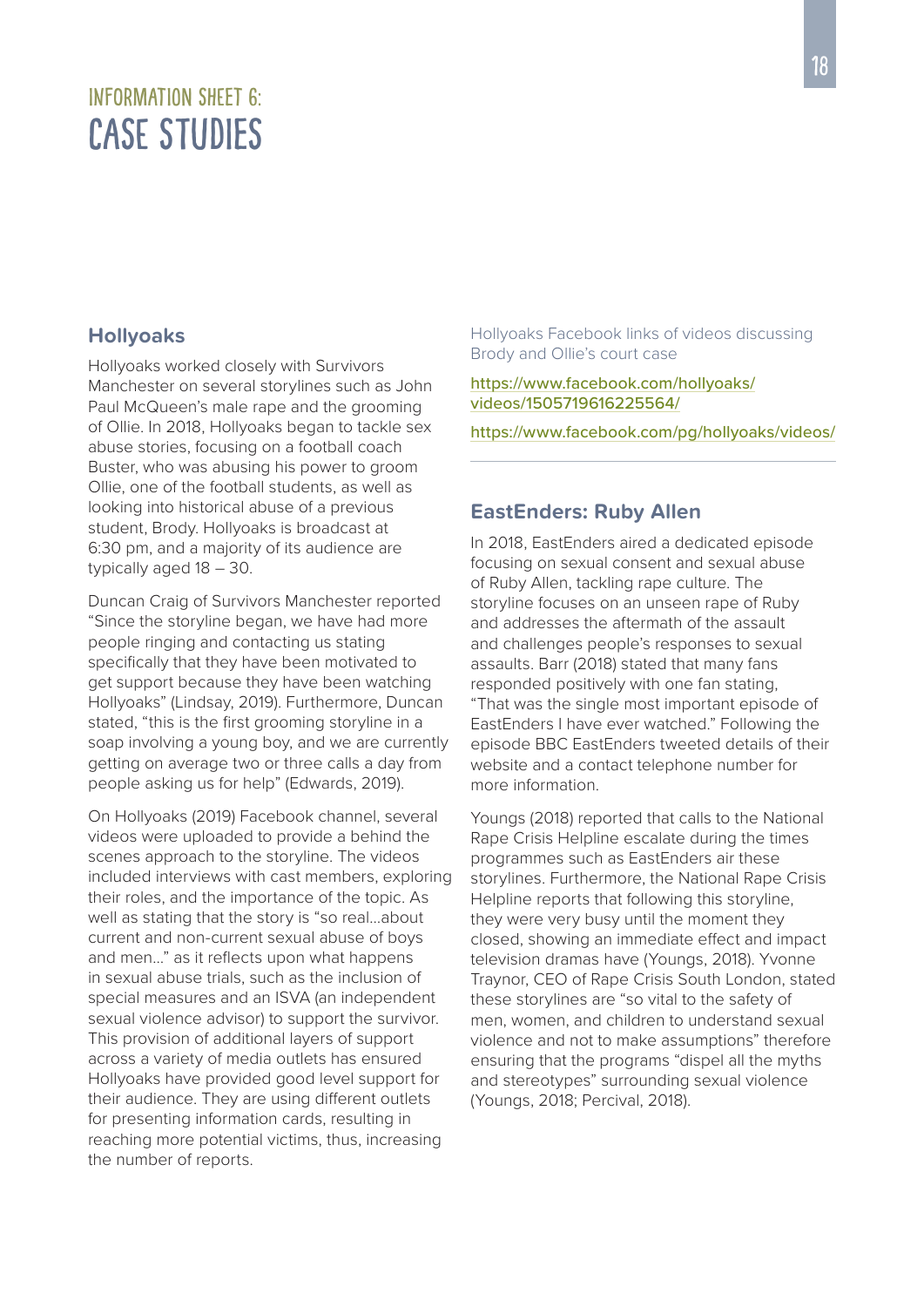# INFORMATION SHEET 6:
# CASE STUDIES

## Hollyoaks

Hollyoaks worked closely with Survivors Manchester on several storylines such as John Paul McQueen's male rape and the grooming of Ollie. In 2018, Hollyoaks began to tackle sex abuse stories, focusing on a football coach Buster, who was abusing his power to groom Ollie, one of the football students, as well as looking into historical abuse of a previous student, Brody. Hollyoaks is broadcast at 6:30 pm, and a majority of its audience are typically aged 18 – 30.

Duncan Craig of Survivors Manchester reported "Since the storyline began, we have had more people ringing and contacting us stating specifically that they have been motivated to get support because they have been watching Hollyoaks" (Lindsay, 2019). Furthermore, Duncan stated, "this is the first grooming storyline in a soap involving a young boy, and we are currently getting on average two or three calls a day from people asking us for help" (Edwards, 2019).

On Hollyoaks (2019) Facebook channel, several videos were uploaded to provide a behind the scenes approach to the storyline. The videos included interviews with cast members, exploring their roles, and the importance of the topic. As well as stating that the story is "so real…about current and non-current sexual abuse of boys and men…" as it reflects upon what happens in sexual abuse trials, such as the inclusion of special measures and an ISVA (an independent sexual violence advisor) to support the survivor. This provision of additional layers of support across a variety of media outlets has ensured Hollyoaks have provided good level support for their audience. They are using different outlets for presenting information cards, resulting in reaching more potential victims, thus, increasing the number of reports.

Hollyoaks Facebook links of videos discussing Brody and Ollie's court case

https://www.facebook.com/hollyoaks/videos/1505719616225564/

https://www.facebook.com/pg/hollyoaks/videos/

---

## EastEnders: Ruby Allen

In 2018, EastEnders aired a dedicated episode focusing on sexual consent and sexual abuse of Ruby Allen, tackling rape culture. The storyline focuses on an unseen rape of Ruby and addresses the aftermath of the assault and challenges people's responses to sexual assaults. Barr (2018) stated that many fans responded positively with one fan stating, "That was the single most important episode of EastEnders I have ever watched." Following the episode BBC EastEnders tweeted details of their website and a contact telephone number for more information.

Youngs (2018) reported that calls to the National Rape Crisis Helpline escalate during the times programmes such as EastEnders air these storylines. Furthermore, the National Rape Crisis Helpline reports that following this storyline, they were very busy until the moment they closed, showing an immediate effect and impact television dramas have (Youngs, 2018). Yvonne Traynor, CEO of Rape Crisis South London, stated these storylines are "so vital to the safety of men, women, and children to understand sexual violence and not to make assumptions" therefore ensuring that the programs "dispel all the myths and stereotypes" surrounding sexual violence (Youngs, 2018; Percival, 2018).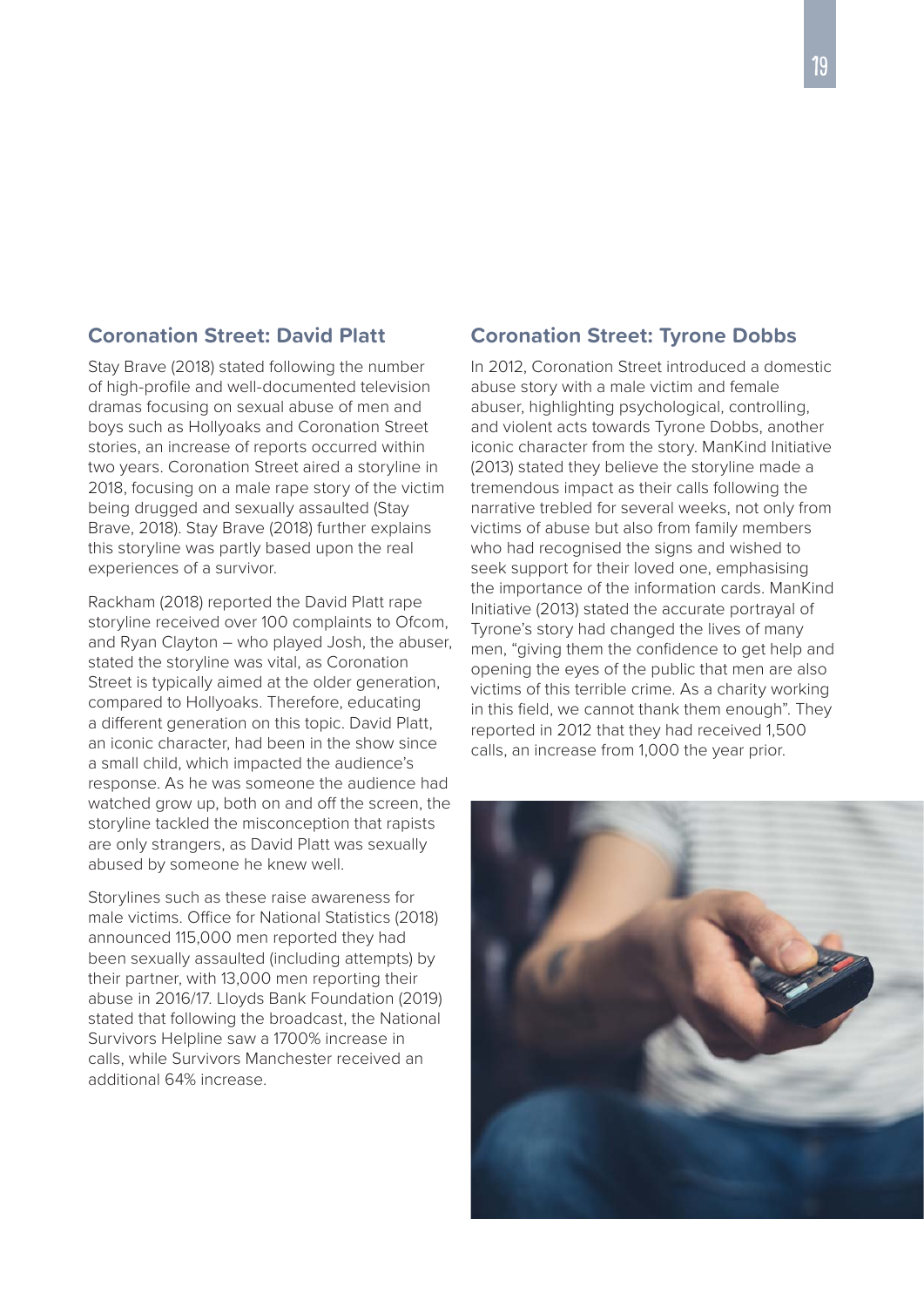## Coronation Street: David Platt

Stay Brave (2018) stated following the number of high-profile and well-documented television dramas focusing on sexual abuse of men and boys such as Hollyoaks and Coronation Street stories, an increase of reports occurred within two years. Coronation Street aired a storyline in 2018, focusing on a male rape story of the victim being drugged and sexually assaulted (Stay Brave, 2018). Stay Brave (2018) further explains this storyline was partly based upon the real experiences of a survivor.

Rackham (2018) reported the David Platt rape storyline received over 100 complaints to Ofcom, and Ryan Clayton – who played Josh, the abuser, stated the storyline was vital, as Coronation Street is typically aimed at the older generation, compared to Hollyoaks. Therefore, educating a different generation on this topic. David Platt, an iconic character, had been in the show since a small child, which impacted the audience's response. As he was someone the audience had watched grow up, both on and off the screen, the storyline tackled the misconception that rapists are only strangers, as David Platt was sexually abused by someone he knew well.

Storylines such as these raise awareness for male victims. Office for National Statistics (2018) announced 115,000 men reported they had been sexually assaulted (including attempts) by their partner, with 13,000 men reporting their abuse in 2016/17. Lloyds Bank Foundation (2019) stated that following the broadcast, the National Survivors Helpline saw a 1700% increase in calls, while Survivors Manchester received an additional 64% increase.

## Coronation Street: Tyrone Dobbs

In 2012, Coronation Street introduced a domestic abuse story with a male victim and female abuser, highlighting psychological, controlling, and violent acts towards Tyrone Dobbs, another iconic character from the story. ManKind Initiative (2013) stated they believe the storyline made a tremendous impact as their calls following the narrative trebled for several weeks, not only from victims of abuse but also from family members who had recognised the signs and wished to seek support for their loved one, emphasising the importance of the information cards. ManKind Initiative (2013) stated the accurate portrayal of Tyrone's story had changed the lives of many men, "giving them the confidence to get help and opening the eyes of the public that men are also victims of this terrible crime. As a charity working in this field, we cannot thank them enough". They reported in 2012 that they had received 1,500 calls, an increase from 1,000 the year prior.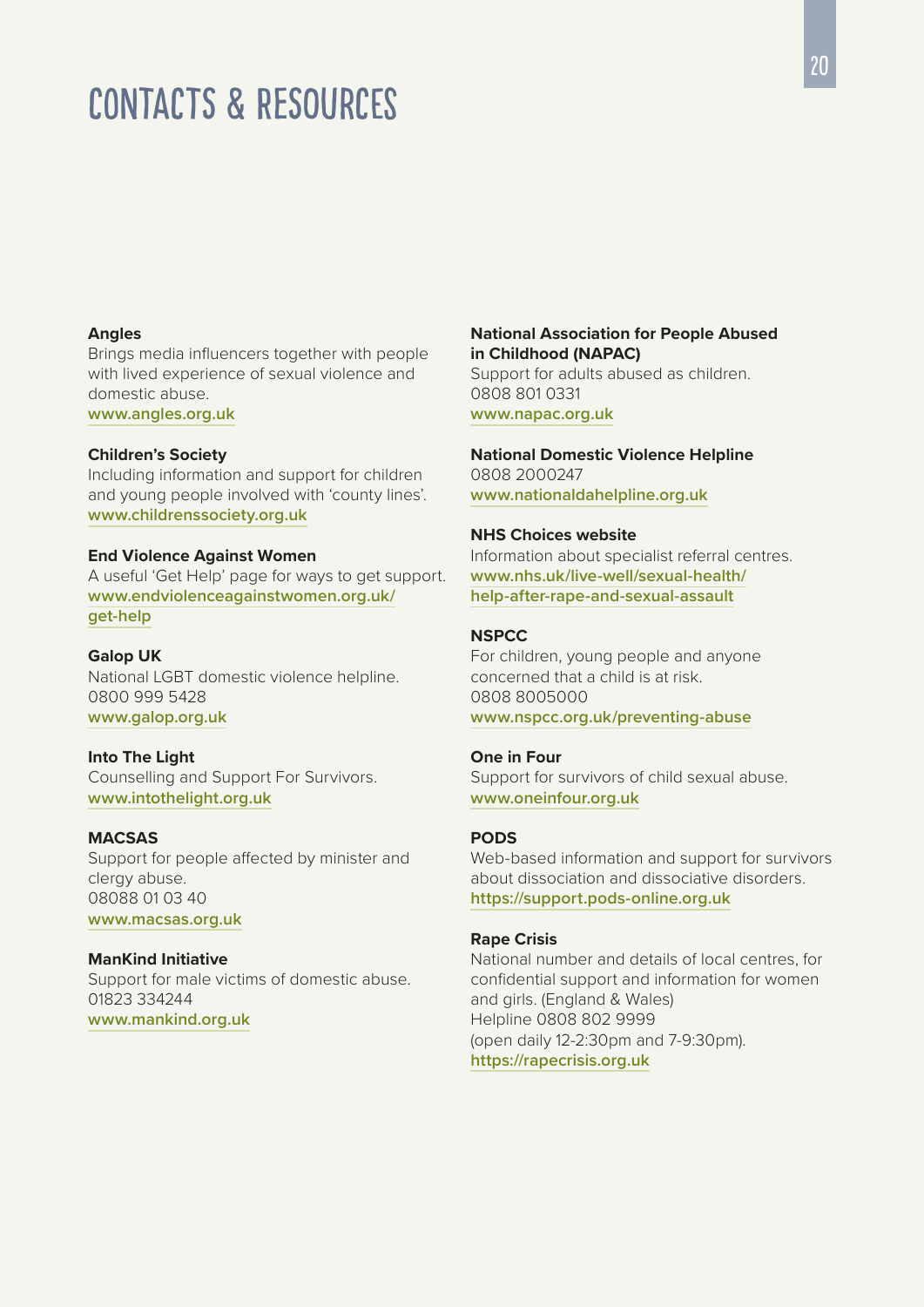# CONTACTS & RESOURCES

**Angles**
Brings media influencers together with people with lived experience of sexual violence and domestic abuse.
www.angles.org.uk

**Children's Society**
Including information and support for children and young people involved with 'county lines'.
www.childrenssociety.org.uk

**End Violence Against Women**
A useful 'Get Help' page for ways to get support.
www.endviolenceagainstwomen.org.uk/get-help

**Galop UK**
National LGBT domestic violence helpline.
0800 999 5428
www.galop.org.uk

**Into The Light**
Counselling and Support For Survivors.
www.intothelight.org.uk

**MACSAS**
Support for people affected by minister and clergy abuse.
08088 01 03 40
www.macsas.org.uk

**ManKind Initiative**
Support for male victims of domestic abuse.
01823 334244
www.mankind.org.uk

**National Association for People Abused in Childhood (NAPAC)**
Support for adults abused as children.
0808 801 0331
www.napac.org.uk

**National Domestic Violence Helpline**
0808 2000247
www.nationaldahelpline.org.uk

**NHS Choices website**
Information about specialist referral centres.
www.nhs.uk/live-well/sexual-health/help-after-rape-and-sexual-assault

**NSPCC**
For children, young people and anyone concerned that a child is at risk.
0808 8005000
www.nspcc.org.uk/preventing-abuse

**One in Four**
Support for survivors of child sexual abuse.
www.oneinfour.org.uk

**PODS**
Web-based information and support for survivors about dissociation and dissociative disorders.
https://support.pods-online.org.uk

**Rape Crisis**
National number and details of local centres, for confidential support and information for women and girls. (England & Wales)
Helpline 0808 802 9999
(open daily 12-2:30pm and 7-9:30pm).
https://rapecrisis.org.uk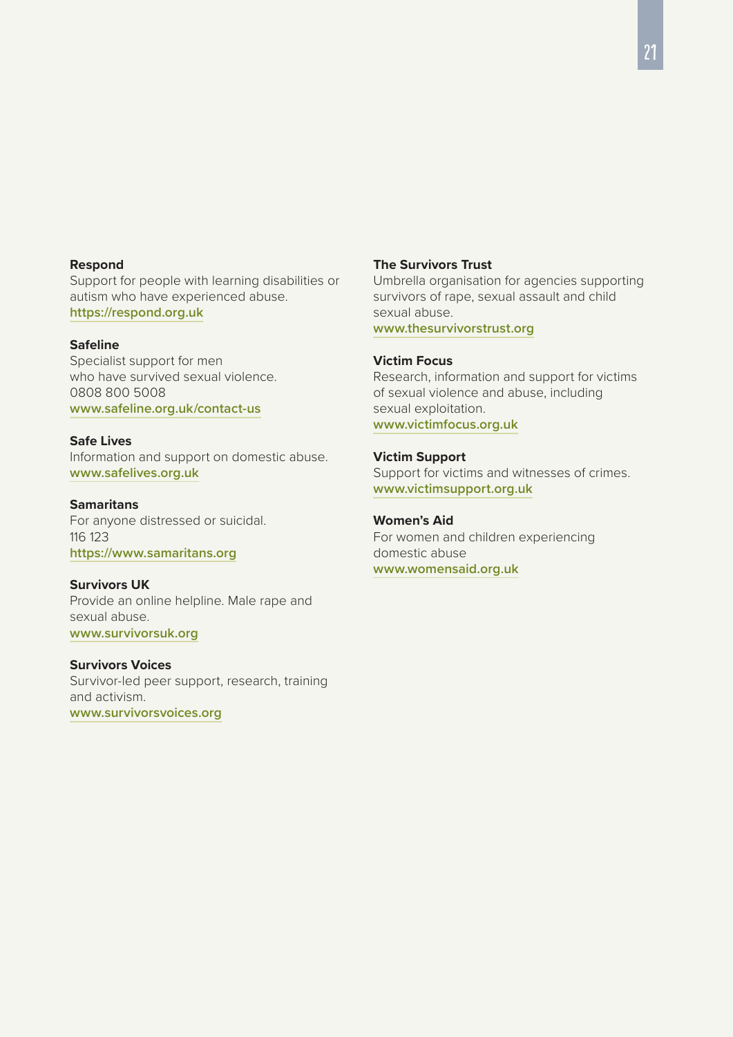**Respond**
Support for people with learning disabilities or autism who have experienced abuse.
https://respond.org.uk

**Safeline**
Specialist support for men
who have survived sexual violence.
0808 800 5008
www.safeline.org.uk/contact-us

**Safe Lives**
Information and support on domestic abuse.
www.safelives.org.uk

**Samaritans**
For anyone distressed or suicidal.
116 123
https://www.samaritans.org

**Survivors UK**
Provide an online helpline. Male rape and sexual abuse.
www.survivorsuk.org

**Survivors Voices**
Survivor-led peer support, research, training and activism.
www.survivorsvoices.org

**The Survivors Trust**
Umbrella organisation for agencies supporting survivors of rape, sexual assault and child sexual abuse.
www.thesurvivorstrust.org

**Victim Focus**
Research, information and support for victims of sexual violence and abuse, including sexual exploitation.
www.victimfocus.org.uk

**Victim Support**
Support for victims and witnesses of crimes.
www.victimsupport.org.uk

**Women's Aid**
For women and children experiencing domestic abuse
www.womensaid.org.uk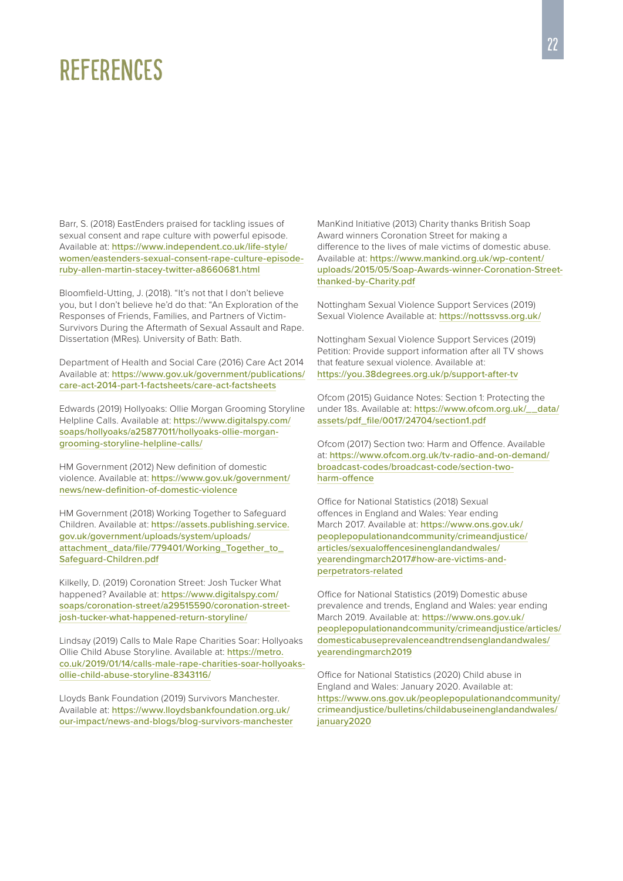# REFERENCES

Barr, S. (2018) EastEnders praised for tackling issues of sexual consent and rape culture with powerful episode. Available at: https://www.independent.co.uk/life-style/women/eastenders-sexual-consent-rape-culture-episode-ruby-allen-martin-stacey-twitter-a8660681.html

Bloomfield-Utting, J. (2018). "It's not that I don't believe you, but I don't believe he'd do that: "An Exploration of the Responses of Friends, Families, and Partners of Victim-Survivors During the Aftermath of Sexual Assault and Rape. Dissertation (MRes). University of Bath: Bath.

Department of Health and Social Care (2016) Care Act 2014 Available at: https://www.gov.uk/government/publications/care-act-2014-part-1-factsheets/care-act-factsheets

Edwards (2019) Hollyoaks: Ollie Morgan Grooming Storyline Helpline Calls. Available at: https://www.digitalspy.com/soaps/hollyoaks/a25877011/hollyoaks-ollie-morgan-grooming-storyline-helpline-calls/

HM Government (2012) New definition of domestic violence. Available at: https://www.gov.uk/government/news/new-definition-of-domestic-violence

HM Government (2018) Working Together to Safeguard Children. Available at: https://assets.publishing.service.gov.uk/government/uploads/system/uploads/attachment_data/file/779401/Working_Together_to_Safeguard-Children.pdf

Kilkelly, D. (2019) Coronation Street: Josh Tucker What happened? Available at: https://www.digitalspy.com/soaps/coronation-street/a29515590/coronation-street-josh-tucker-what-happened-return-storyline/

Lindsay (2019) Calls to Male Rape Charities Soar: Hollyoaks Ollie Child Abuse Storyline. Available at: https://metro.co.uk/2019/01/14/calls-male-rape-charities-soar-hollyoaks-ollie-child-abuse-storyline-8343116/

Lloyds Bank Foundation (2019) Survivors Manchester. Available at: https://www.lloydsbankfoundation.org.uk/our-impact/news-and-blogs/blog-survivors-manchester

ManKind Initiative (2013) Charity thanks British Soap Award winners Coronation Street for making a difference to the lives of male victims of domestic abuse. Available at: https://www.mankind.org.uk/wp-content/uploads/2015/05/Soap-Awards-winner-Coronation-Street-thanked-by-Charity.pdf

Nottingham Sexual Violence Support Services (2019) Sexual Violence Available at: https://nottssvss.org.uk/

Nottingham Sexual Violence Support Services (2019) Petition: Provide support information after all TV shows that feature sexual violence. Available at: https://you.38degrees.org.uk/p/support-after-tv

Ofcom (2015) Guidance Notes: Section 1: Protecting the under 18s. Available at: https://www.ofcom.org.uk/__data/assets/pdf_file/0017/24704/section1.pdf

Ofcom (2017) Section two: Harm and Offence. Available at: https://www.ofcom.org.uk/tv-radio-and-on-demand/broadcast-codes/broadcast-code/section-two-harm-offence

Office for National Statistics (2018) Sexual offences in England and Wales: Year ending March 2017. Available at: https://www.ons.gov.uk/peoplepopulationandcommunity/crimeandjustice/articles/sexualoffencesinenglandandwales/yearendingmarch2017#how-are-victims-and-perpetrators-related

Office for National Statistics (2019) Domestic abuse prevalence and trends, England and Wales: year ending March 2019. Available at: https://www.ons.gov.uk/peoplepopulationandcommunity/crimeandjustice/articles/domesticabuseprevalenceandtrendsenglandandwales/yearendingmarch2019

Office for National Statistics (2020) Child abuse in England and Wales: January 2020. Available at: https://www.ons.gov.uk/peoplepopulationandcommunity/crimeandjustice/bulletins/childabuseinenglandandwales/january2020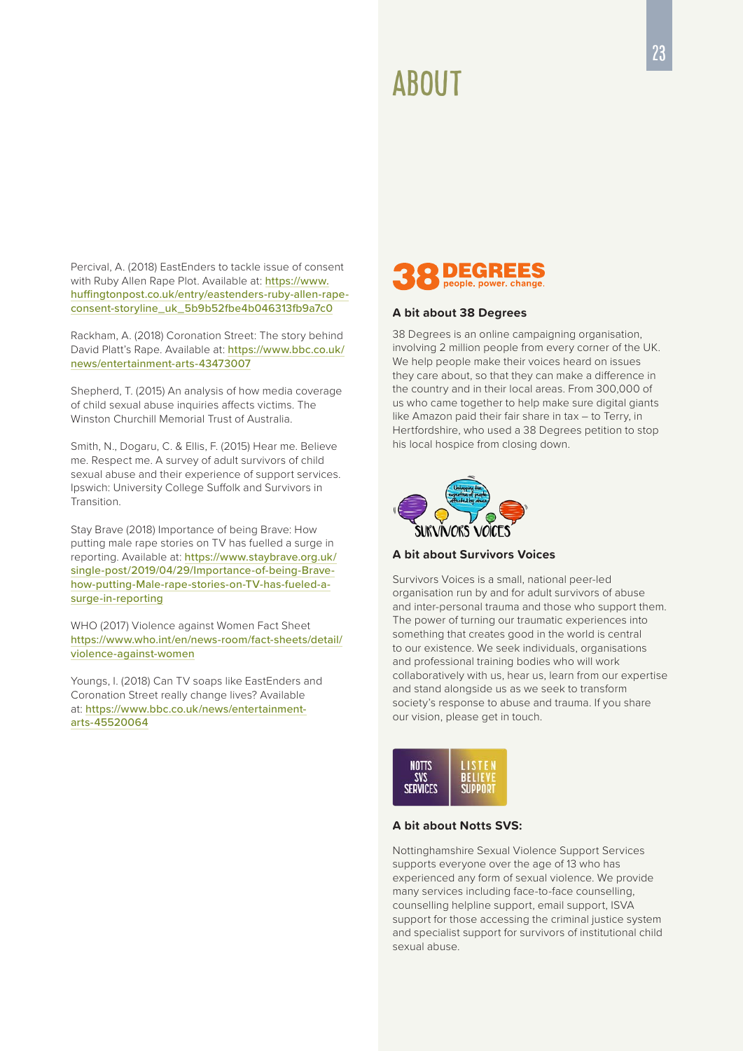Percival, A. (2018) EastEnders to tackle issue of consent with Ruby Allen Rape Plot. Available at: https://www.huffingtonpost.co.uk/entry/eastenders-ruby-allen-rape-consent-storyline_uk_5b9b52fbe4b046313fb9a7c0

Rackham, A. (2018) Coronation Street: The story behind David Platt's Rape. Available at: https://www.bbc.co.uk/news/entertainment-arts-43473007

Shepherd, T. (2015) An analysis of how media coverage of child sexual abuse inquiries affects victims. The Winston Churchill Memorial Trust of Australia.

Smith, N., Dogaru, C. & Ellis, F. (2015) Hear me. Believe me. Respect me. A survey of adult survivors of child sexual abuse and their experience of support services. Ipswich: University College Suffolk and Survivors in Transition.

Stay Brave (2018) Importance of being Brave: How putting male rape stories on TV has fuelled a surge in reporting. Available at: https://www.staybrave.org.uk/single-post/2019/04/29/Importance-of-being-Brave-how-putting-Male-rape-stories-on-TV-has-fueled-a-surge-in-reporting

WHO (2017) Violence against Women Fact Sheet https://www.who.int/en/news-room/fact-sheets/detail/violence-against-women

Youngs, I. (2018) Can TV soaps like EastEnders and Coronation Street really change lives? Available at: https://www.bbc.co.uk/news/entertainment-arts-45520064

# ABOUT

38 DEGREES people. power. change.

### A bit about 38 Degrees

38 Degrees is an online campaigning organisation, involving 2 million people from every corner of the UK. We help people make their voices heard on issues they care about, so that they can make a difference in the country and in their local areas. From 300,000 of us who came together to help make sure digital giants like Amazon paid their fair share in tax – to Terry, in Hertfordshire, who used a 38 Degrees petition to stop his local hospice from closing down.

SURVIVORS VOICES

### A bit about Survivors Voices

Survivors Voices is a small, national peer-led organisation run by and for adult survivors of abuse and inter-personal trauma and those who support them. The power of turning our traumatic experiences into something that creates good in the world is central to our existence. We seek individuals, organisations and professional training bodies who will work collaboratively with us, hear us, learn from our expertise and stand alongside us as we seek to transform society's response to abuse and trauma. If you share our vision, please get in touch.

NOTTS SVS SERVICES | LISTEN BELIEVE SUPPORT

### A bit about Notts SVS:

Nottinghamshire Sexual Violence Support Services supports everyone over the age of 13 who has experienced any form of sexual violence. We provide many services including face-to-face counselling, counselling helpline support, email support, ISVA support for those accessing the criminal justice system and specialist support for survivors of institutional child sexual abuse.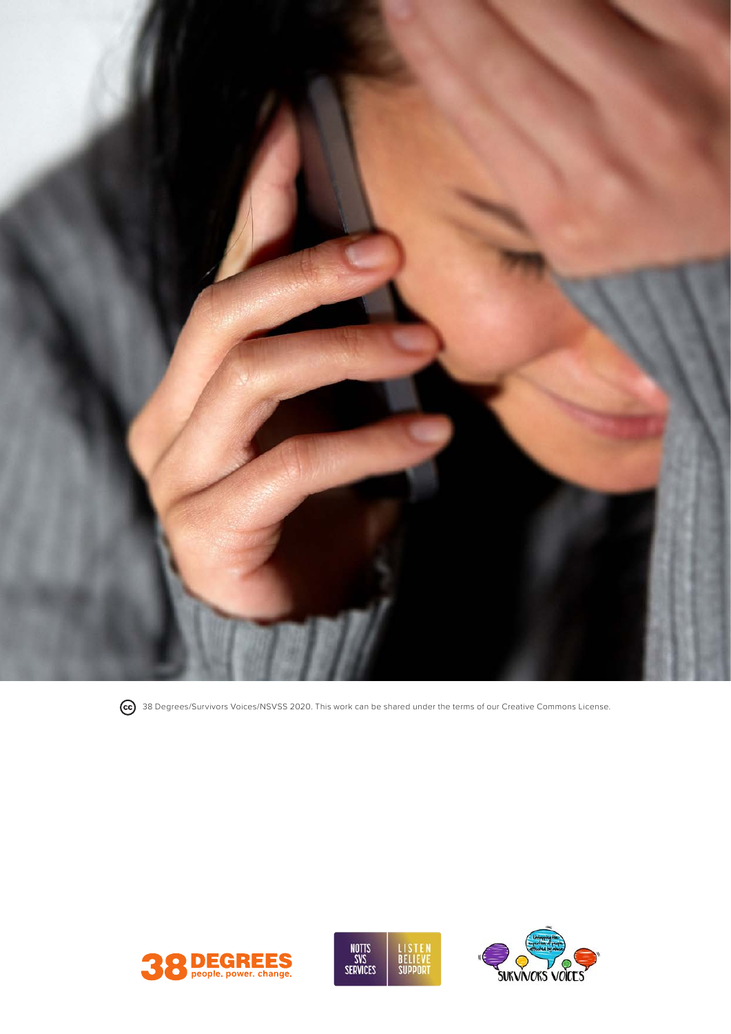38 Degrees/Survivors Voices/NSVSS 2020. This work can be shared under the terms of our Creative Commons License.